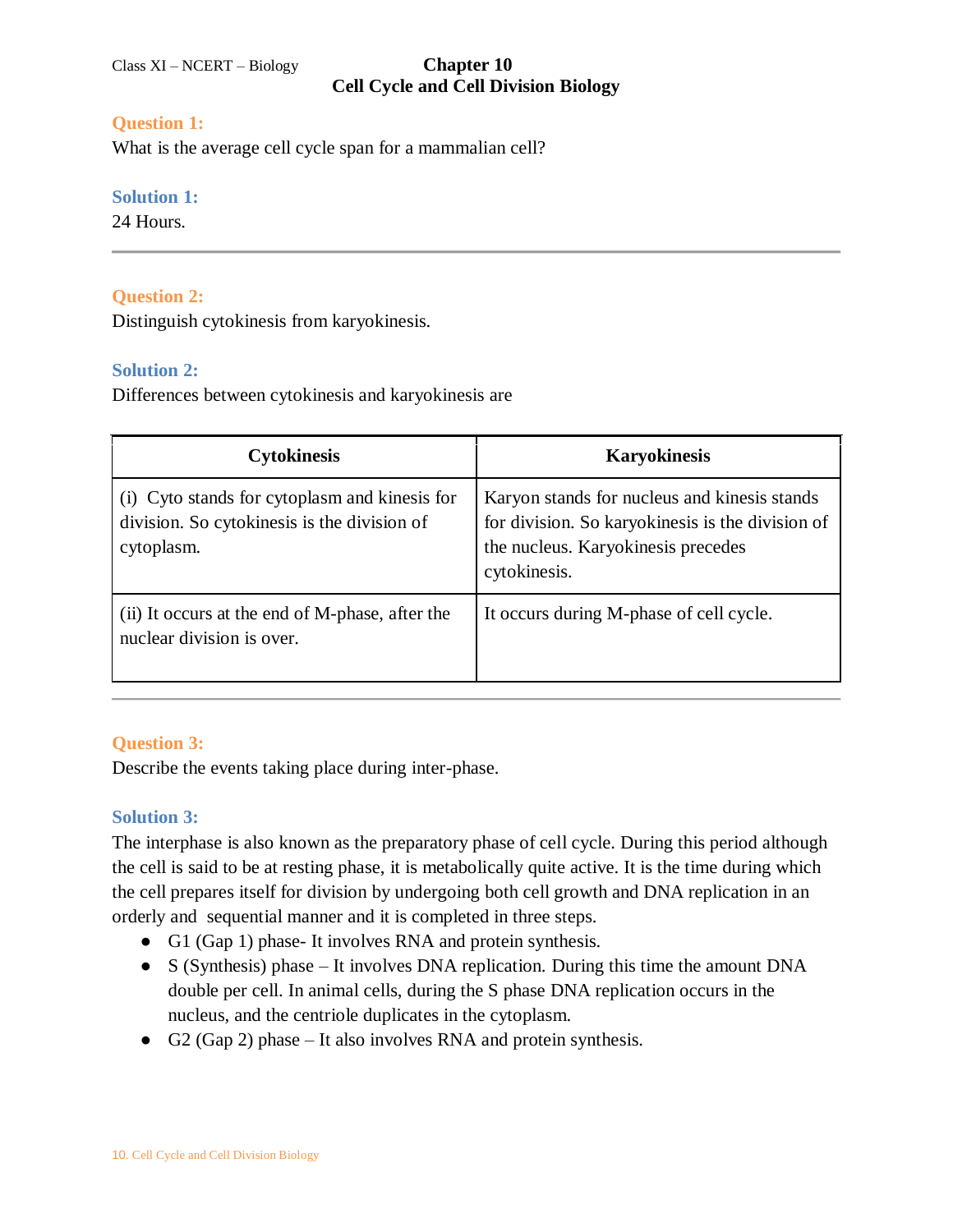Class XI – NCERT – Biology

# Chapter 10
# Cell Cycle and Cell Division Biology

**Question 1:**
What is the average cell cycle span for a mammalian cell?

**Solution 1:**
24 Hours.

---

**Question 2:**
Distinguish cytokinesis from karyokinesis.

**Solution 2:**
Differences between cytokinesis and karyokinesis are

| Cytokinesis | Karyokinesis |
|---|---|
| (i) Cyto stands for cytoplasm and kinesis for division. So cytokinesis is the division of cytoplasm. | Karyon stands for nucleus and kinesis stands for division. So karyokinesis is the division of the nucleus. Karyokinesis precedes cytokinesis. |
| (ii) It occurs at the end of M-phase, after the nuclear division is over. | It occurs during M-phase of cell cycle. |

---

**Question 3:**
Describe the events taking place during inter-phase.

**Solution 3:**
The interphase is also known as the preparatory phase of cell cycle. During this period although the cell is said to be at resting phase, it is metabolically quite active. It is the time during which the cell prepares itself for division by undergoing both cell growth and DNA replication in an orderly and sequential manner and it is completed in three steps.

- G1 (Gap 1) phase- It involves RNA and protein synthesis.
- S (Synthesis) phase – It involves DNA replication. During this time the amount DNA double per cell. In animal cells, during the S phase DNA replication occurs in the nucleus, and the centriole duplicates in the cytoplasm.
- G2 (Gap 2) phase – It also involves RNA and protein synthesis.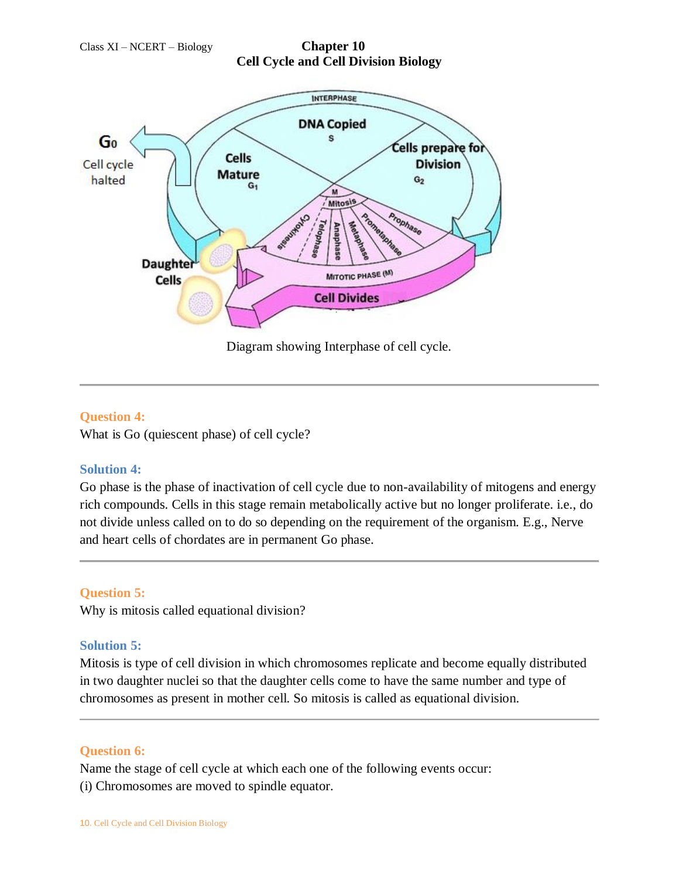Diagram showing Interphase of cell cycle.

---

**Question 4:**

What is Go (quiescent phase) of cell cycle?

**Solution 4:**

Go phase is the phase of inactivation of cell cycle due to non-availability of mitogens and energy rich compounds. Cells in this stage remain metabolically active but no longer proliferate. i.e., do not divide unless called on to do so depending on the requirement of the organism. E.g., Nerve and heart cells of chordates are in permanent Go phase.

---

**Question 5:**

Why is mitosis called equational division?

**Solution 5:**

Mitosis is type of cell division in which chromosomes replicate and become equally distributed in two daughter nuclei so that the daughter cells come to have the same number and type of chromosomes as present in mother cell. So mitosis is called as equational division.

---

**Question 6:**

Name the stage of cell cycle at which each one of the following events occur:

(i) Chromosomes are moved to spindle equator.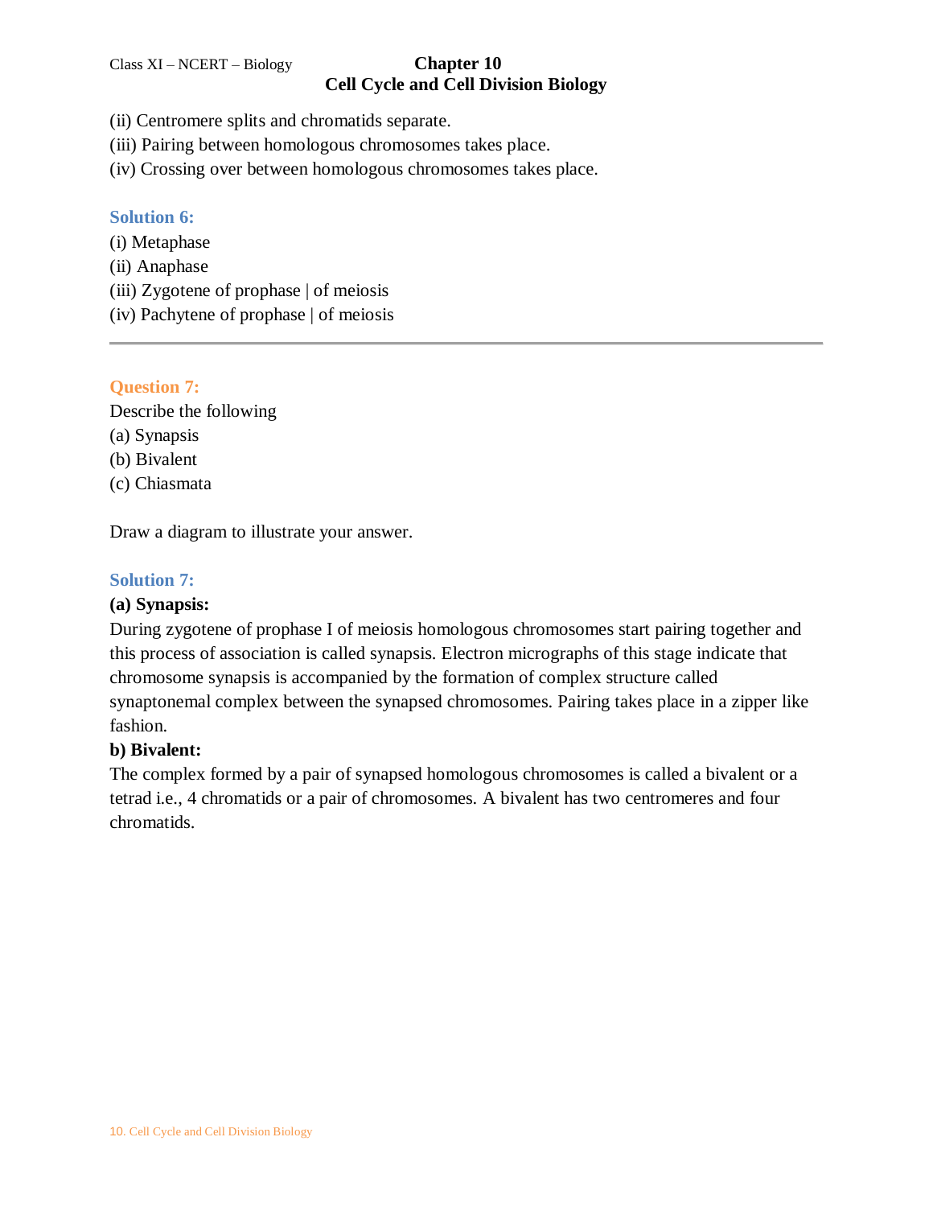(ii) Centromere splits and chromatids separate.
(iii) Pairing between homologous chromosomes takes place.
(iv) Crossing over between homologous chromosomes takes place.

### Solution 6:

(i) Metaphase
(ii) Anaphase
(iii) Zygotene of prophase | of meiosis
(iv) Pachytene of prophase | of meiosis

---

### Question 7:

Describe the following
(a) Synapsis
(b) Bivalent
(c) Chiasmata

Draw a diagram to illustrate your answer.

### Solution 7:

**(a) Synapsis:**
During zygotene of prophase I of meiosis homologous chromosomes start pairing together and this process of association is called synapsis. Electron micrographs of this stage indicate that chromosome synapsis is accompanied by the formation of complex structure called synaptonemal complex between the synapsed chromosomes. Pairing takes place in a zipper like fashion.

**b) Bivalent:**
The complex formed by a pair of synapsed homologous chromosomes is called a bivalent or a tetrad i.e., 4 chromatids or a pair of chromosomes. A bivalent has two centromeres and four chromatids.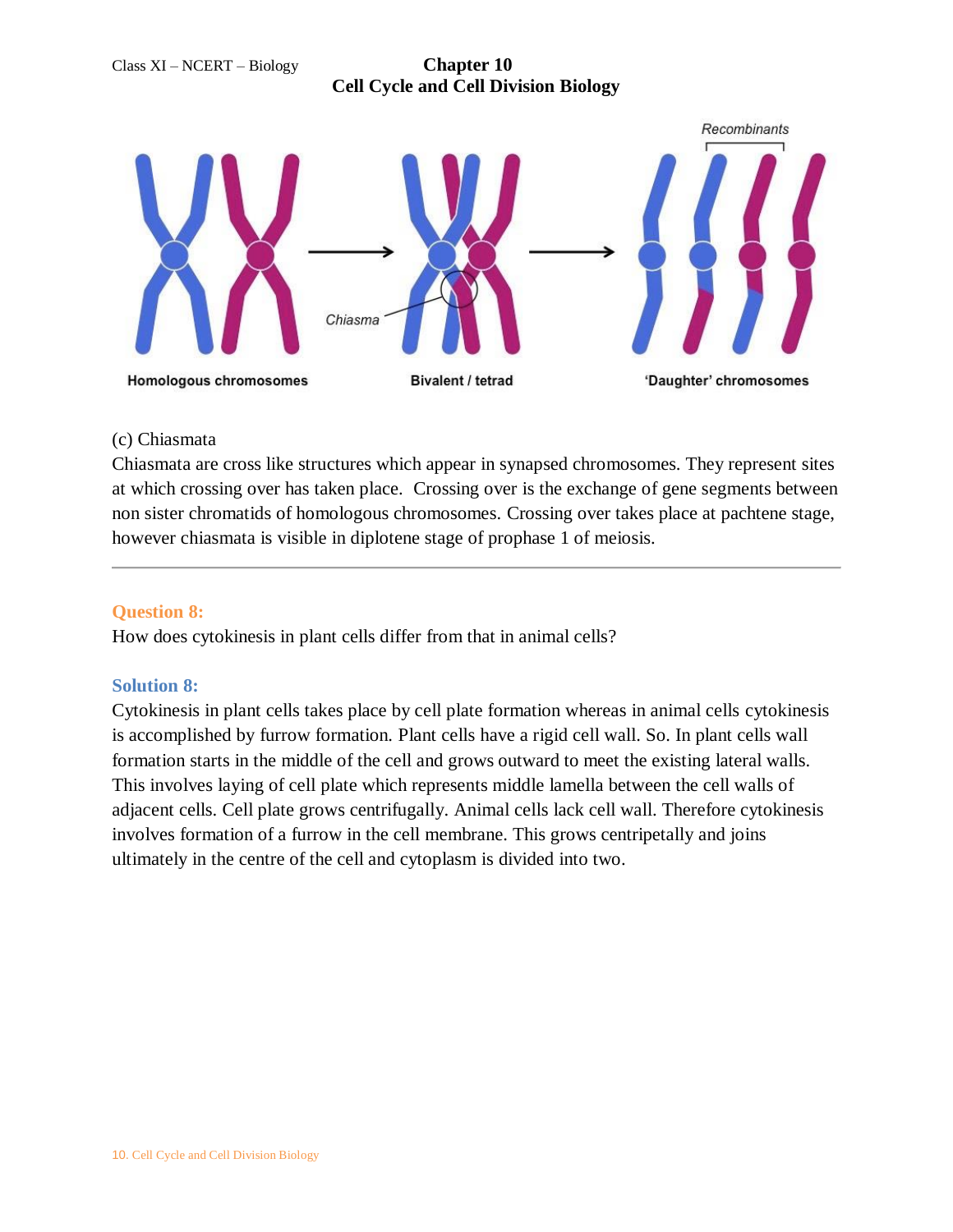(c) Chiasmata

Chiasmata are cross like structures which appear in synapsed chromosomes. They represent sites at which crossing over has taken place. Crossing over is the exchange of gene segments between non sister chromatids of homologous chromosomes. Crossing over takes place at pachtene stage, however chiasmata is visible in diplotene stage of prophase 1 of meiosis.

---

**Question 8:**

How does cytokinesis in plant cells differ from that in animal cells?

**Solution 8:**

Cytokinesis in plant cells takes place by cell plate formation whereas in animal cells cytokinesis is accomplished by furrow formation. Plant cells have a rigid cell wall. So. In plant cells wall formation starts in the middle of the cell and grows outward to meet the existing lateral walls. This involves laying of cell plate which represents middle lamella between the cell walls of adjacent cells. Cell plate grows centrifugally. Animal cells lack cell wall. Therefore cytokinesis involves formation of a furrow in the cell membrane. This grows centripetally and joins ultimately in the centre of the cell and cytoplasm is divided into two.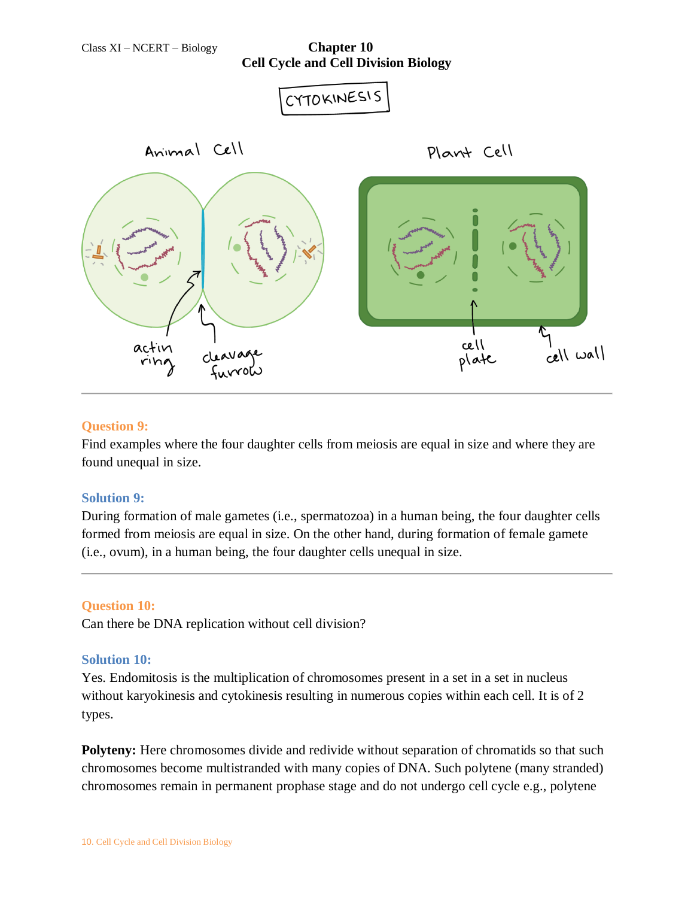## Question 9:

Find examples where the four daughter cells from meiosis are equal in size and where they are found unequal in size.

## Solution 9:

During formation of male gametes (i.e., spermatozoa) in a human being, the four daughter cells formed from meiosis are equal in size. On the other hand, during formation of female gamete (i.e., ovum), in a human being, the four daughter cells unequal in size.

## Question 10:

Can there be DNA replication without cell division?

## Solution 10:

Yes. Endomitosis is the multiplication of chromosomes present in a set in a set in nucleus without karyokinesis and cytokinesis resulting in numerous copies within each cell. It is of 2 types.

**Polyteny:** Here chromosomes divide and redivide without separation of chromatids so that such chromosomes become multistranded with many copies of DNA. Such polytene (many stranded) chromosomes remain in permanent prophase stage and do not undergo cell cycle e.g., polytene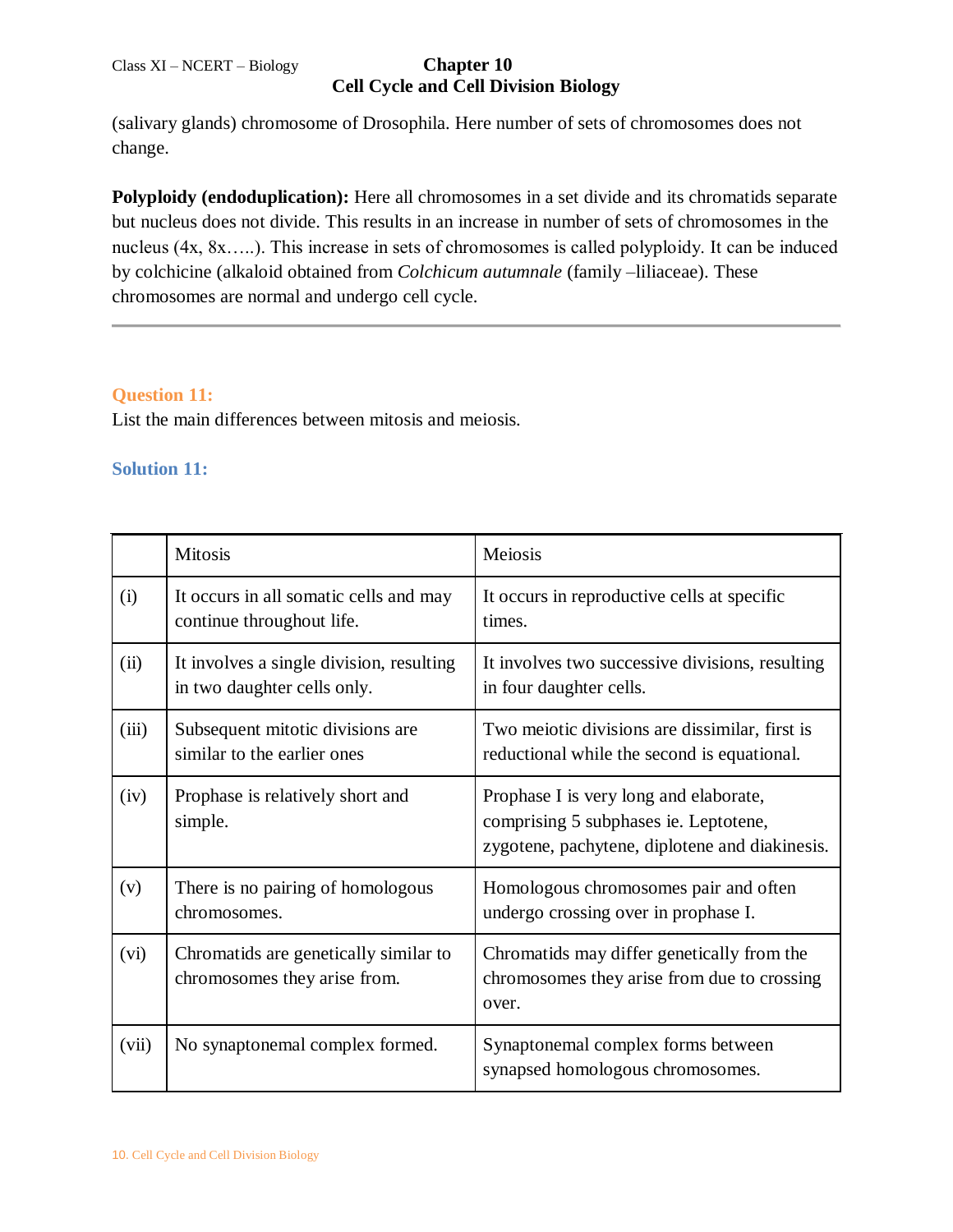(salivary glands) chromosome of Drosophila. Here number of sets of chromosomes does not change.

**Polyploidy (endoduplication):** Here all chromosomes in a set divide and its chromatids separate but nucleus does not divide. This results in an increase in number of sets of chromosomes in the nucleus (4x, 8x…..). This increase in sets of chromosomes is called polyploidy. It can be induced by colchicine (alkaloid obtained from *Colchicum autumnale* (family –liliaceae). These chromosomes are normal and undergo cell cycle.

---

**Question 11:**
List the main differences between mitosis and meiosis.

**Solution 11:**

| | Mitosis | Meiosis |
|---|---|---|
| (i) | It occurs in all somatic cells and may continue throughout life. | It occurs in reproductive cells at specific times. |
| (ii) | It involves a single division, resulting in two daughter cells only. | It involves two successive divisions, resulting in four daughter cells. |
| (iii) | Subsequent mitotic divisions are similar to the earlier ones | Two meiotic divisions are dissimilar, first is reductional while the second is equational. |
| (iv) | Prophase is relatively short and simple. | Prophase I is very long and elaborate, comprising 5 subphases ie. Leptotene, zygotene, pachytene, diplotene and diakinesis. |
| (v) | There is no pairing of homologous chromosomes. | Homologous chromosomes pair and often undergo crossing over in prophase I. |
| (vi) | Chromatids are genetically similar to chromosomes they arise from. | Chromatids may differ genetically from the chromosomes they arise from due to crossing over. |
| (vii) | No synaptonemal complex formed. | Synaptonemal complex forms between synapsed homologous chromosomes. |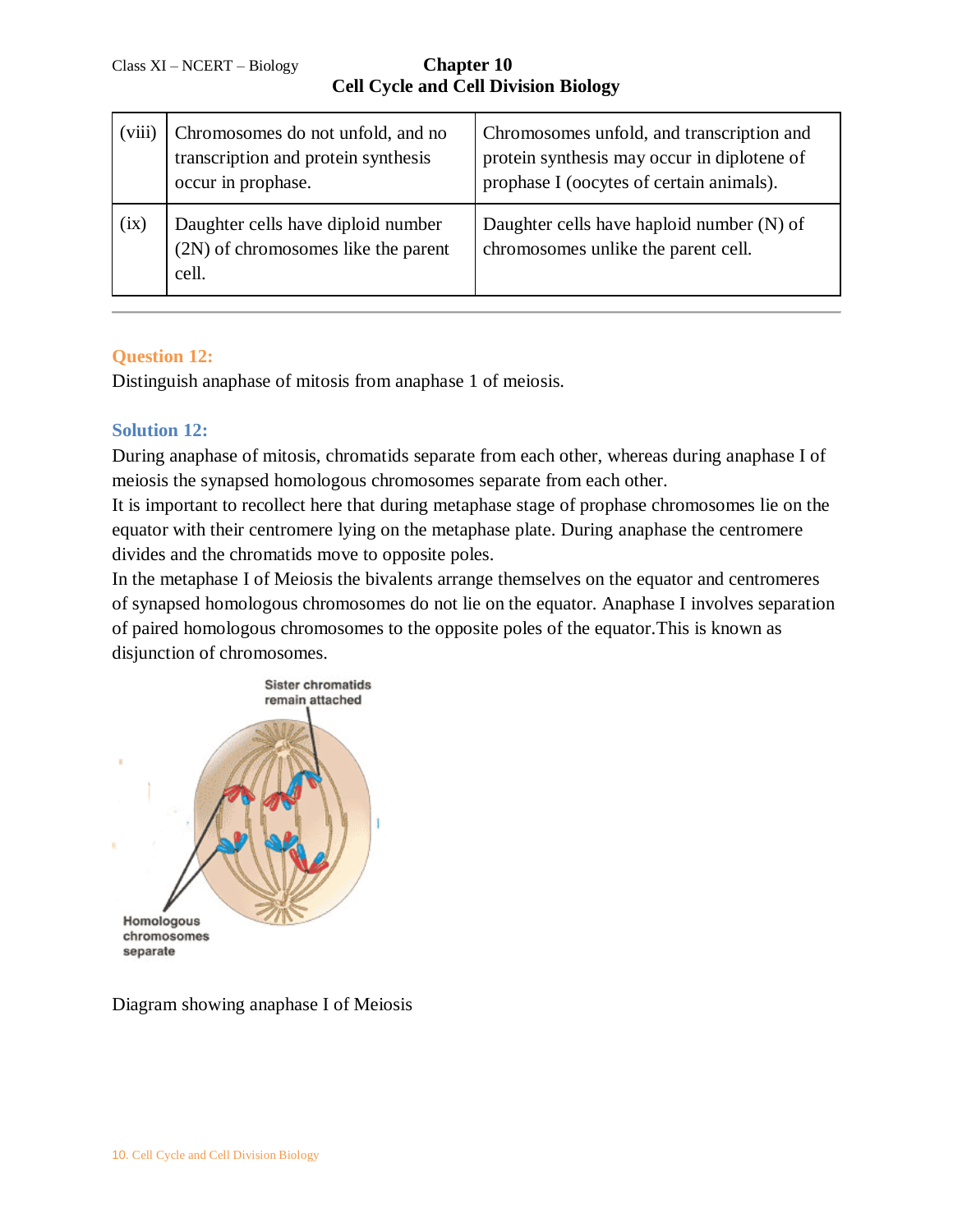| (viii) | Chromosomes do not unfold, and no transcription and protein synthesis occur in prophase. | Chromosomes unfold, and transcription and protein synthesis may occur in diplotene of prophase I (oocytes of certain animals). |
|---|---|---|
| (ix) | Daughter cells have diploid number (2N) of chromosomes like the parent cell. | Daughter cells have haploid number (N) of chromosomes unlike the parent cell. |

---

### Question 12:

Distinguish anaphase of mitosis from anaphase 1 of meiosis.

### Solution 12:

During anaphase of mitosis, chromatids separate from each other, whereas during anaphase I of meiosis the synapsed homologous chromosomes separate from each other.

It is important to recollect here that during metaphase stage of prophase chromosomes lie on the equator with their centromere lying on the metaphase plate. During anaphase the centromere divides and the chromatids move to opposite poles.

In the metaphase I of Meiosis the bivalents arrange themselves on the equator and centromeres of synapsed homologous chromosomes do not lie on the equator. Anaphase I involves separation of paired homologous chromosomes to the opposite poles of the equator.This is known as disjunction of chromosomes.

Sister chromatids remain attached

Homologous chromosomes separate

Diagram showing anaphase I of Meiosis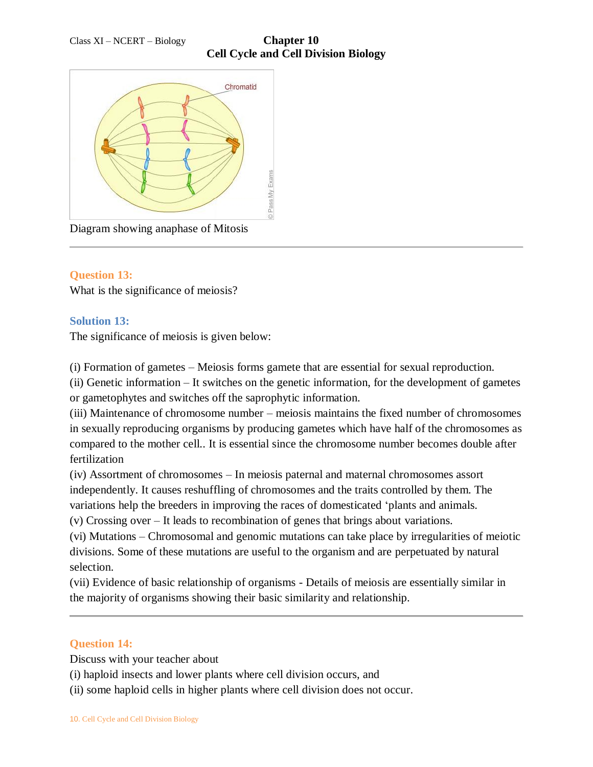Diagram showing anaphase of Mitosis

---

**Question 13:**

What is the significance of meiosis?

**Solution 13:**

The significance of meiosis is given below:

(i) Formation of gametes – Meiosis forms gamete that are essential for sexual reproduction.
(ii) Genetic information – It switches on the genetic information, for the development of gametes or gametophytes and switches off the saprophytic information.
(iii) Maintenance of chromosome number – meiosis maintains the fixed number of chromosomes in sexually reproducing organisms by producing gametes which have half of the chromosomes as compared to the mother cell.. It is essential since the chromosome number becomes double after fertilization
(iv) Assortment of chromosomes – In meiosis paternal and maternal chromosomes assort independently. It causes reshuffling of chromosomes and the traits controlled by them. The variations help the breeders in improving the races of domesticated 'plants and animals.
(v) Crossing over – It leads to recombination of genes that brings about variations.
(vi) Mutations – Chromosomal and genomic mutations can take place by irregularities of meiotic divisions. Some of these mutations are useful to the organism and are perpetuated by natural selection.
(vii) Evidence of basic relationship of organisms - Details of meiosis are essentially similar in the majority of organisms showing their basic similarity and relationship.

---

**Question 14:**

Discuss with your teacher about
(i) haploid insects and lower plants where cell division occurs, and
(ii) some haploid cells in higher plants where cell division does not occur.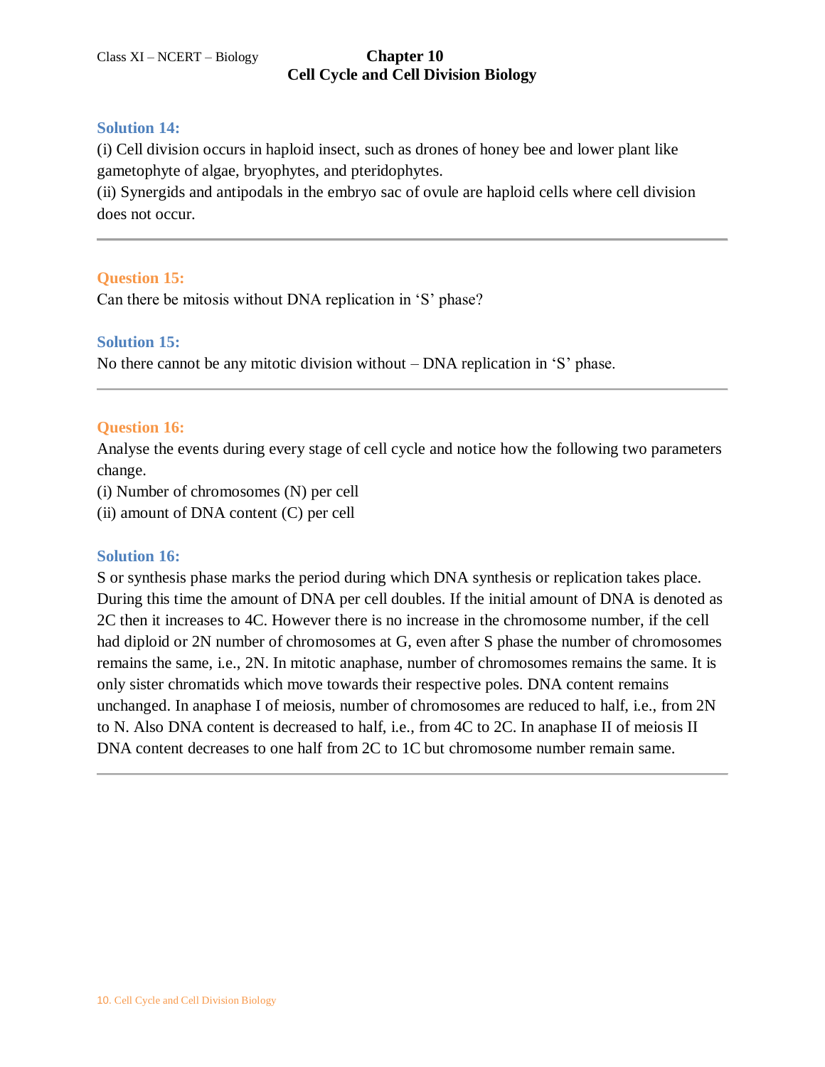### Solution 14:

(i) Cell division occurs in haploid insect, such as drones of honey bee and lower plant like gametophyte of algae, bryophytes, and pteridophytes.

(ii) Synergids and antipodals in the embryo sac of ovule are haploid cells where cell division does not occur.

---

### Question 15:

Can there be mitosis without DNA replication in 'S' phase?

### Solution 15:

No there cannot be any mitotic division without – DNA replication in 'S' phase.

---

### Question 16:

Analyse the events during every stage of cell cycle and notice how the following two parameters change.

(i) Number of chromosomes (N) per cell

(ii) amount of DNA content (C) per cell

### Solution 16:

S or synthesis phase marks the period during which DNA synthesis or replication takes place. During this time the amount of DNA per cell doubles. If the initial amount of DNA is denoted as 2C then it increases to 4C. However there is no increase in the chromosome number, if the cell had diploid or 2N number of chromosomes at G, even after S phase the number of chromosomes remains the same, i.e., 2N. In mitotic anaphase, number of chromosomes remains the same. It is only sister chromatids which move towards their respective poles. DNA content remains unchanged. In anaphase I of meiosis, number of chromosomes are reduced to half, i.e., from 2N to N. Also DNA content is decreased to half, i.e., from 4C to 2C. In anaphase II of meiosis II DNA content decreases to one half from 2C to 1C but chromosome number remain same.

---